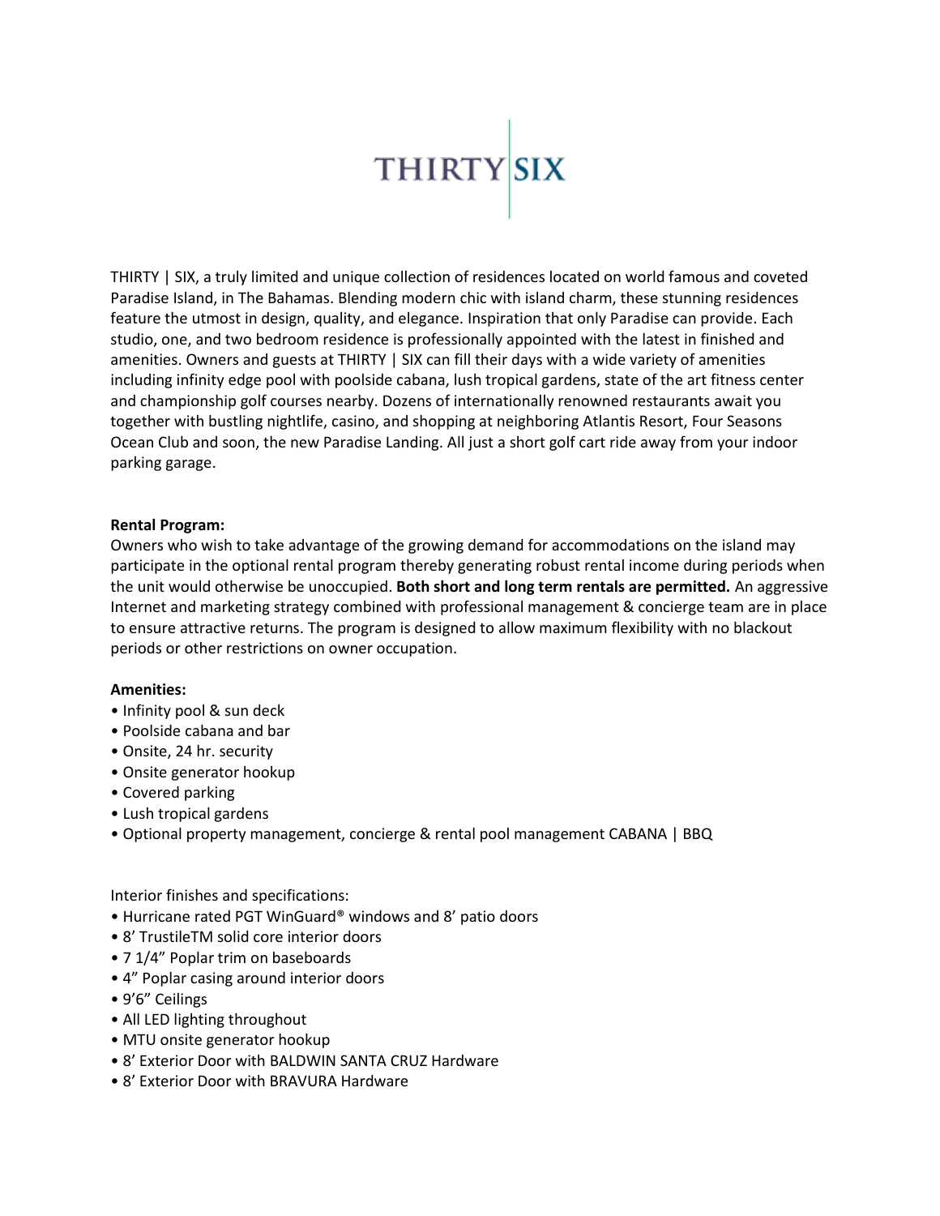# THIRTY | SIX

THIRTY | SIX, a truly limited and unique collection of residences located on world famous and coveted Paradise Island, in The Bahamas. Blending modern chic with island charm, these stunning residences feature the utmost in design, quality, and elegance. Inspiration that only Paradise can provide. Each studio, one, and two bedroom residence is professionally appointed with the latest in finished and amenities. Owners and guests at THIRTY | SIX can fill their days with a wide variety of amenities including infinity edge pool with poolside cabana, lush tropical gardens, state of the art fitness center and championship golf courses nearby. Dozens of internationally renowned restaurants await you together with bustling nightlife, casino, and shopping at neighboring Atlantis Resort, Four Seasons Ocean Club and soon, the new Paradise Landing. All just a short golf cart ride away from your indoor parking garage.

**Rental Program:**
Owners who wish to take advantage of the growing demand for accommodations on the island may participate in the optional rental program thereby generating robust rental income during periods when the unit would otherwise be unoccupied. **Both short and long term rentals are permitted.** An aggressive Internet and marketing strategy combined with professional management & concierge team are in place to ensure attractive returns. The program is designed to allow maximum flexibility with no blackout periods or other restrictions on owner occupation.

**Amenities:**
- Infinity pool & sun deck
- Poolside cabana and bar
- Onsite, 24 hr. security
- Onsite generator hookup
- Covered parking
- Lush tropical gardens
- Optional property management, concierge & rental pool management CABANA | BBQ

Interior finishes and specifications:
- Hurricane rated PGT WinGuard® windows and 8' patio doors
- 8' TrustileTM solid core interior doors
- 7 1/4" Poplar trim on baseboards
- 4" Poplar casing around interior doors
- 9'6" Ceilings
- All LED lighting throughout
- MTU onsite generator hookup
- 8' Exterior Door with BALDWIN SANTA CRUZ Hardware
- 8' Exterior Door with BRAVURA Hardware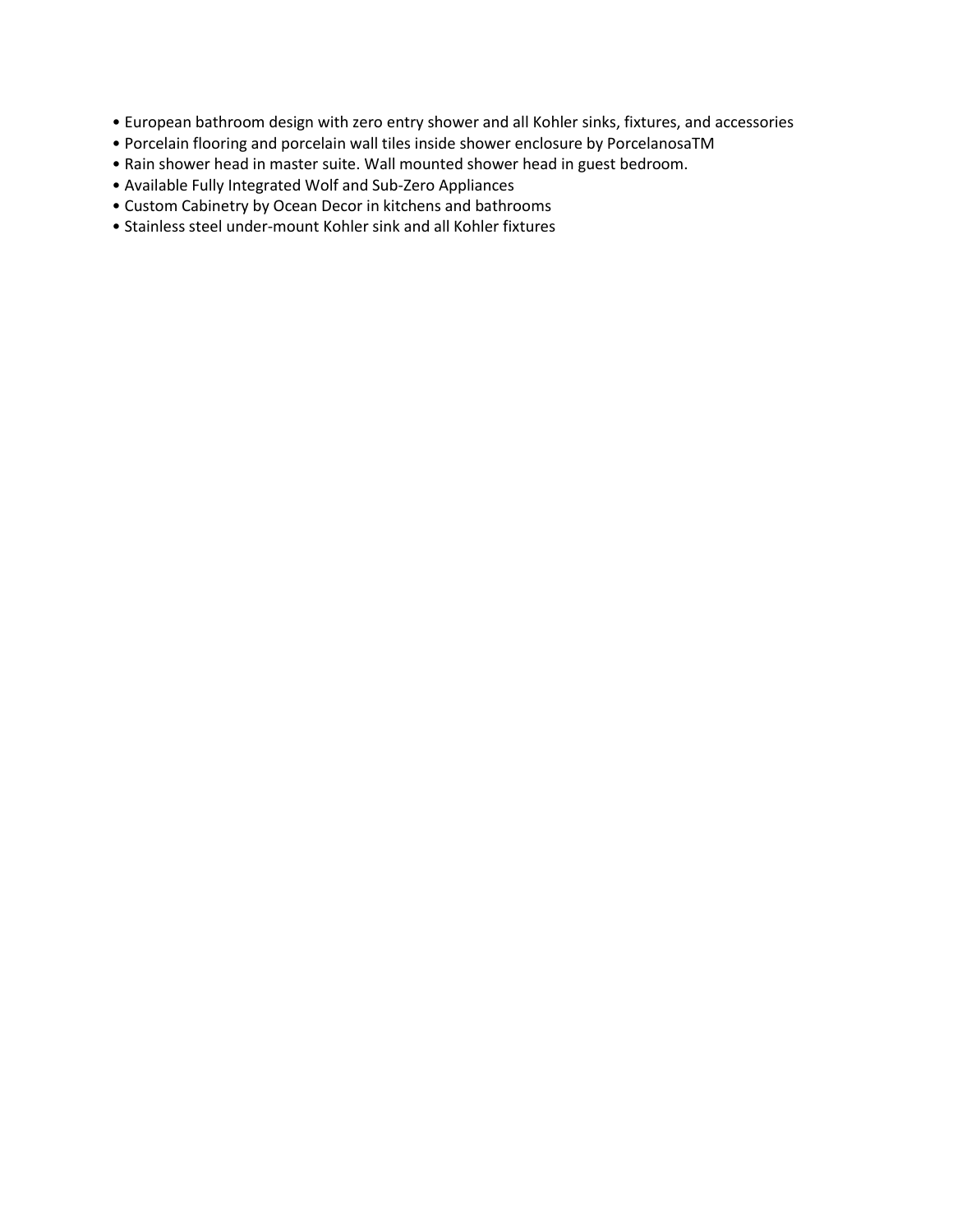- European bathroom design with zero entry shower and all Kohler sinks, fixtures, and accessories
- Porcelain flooring and porcelain wall tiles inside shower enclosure by PorcelanosaTM
- Rain shower head in master suite. Wall mounted shower head in guest bedroom.
- Available Fully Integrated Wolf and Sub-Zero Appliances
- Custom Cabinetry by Ocean Decor in kitchens and bathrooms
- Stainless steel under-mount Kohler sink and all Kohler fixtures